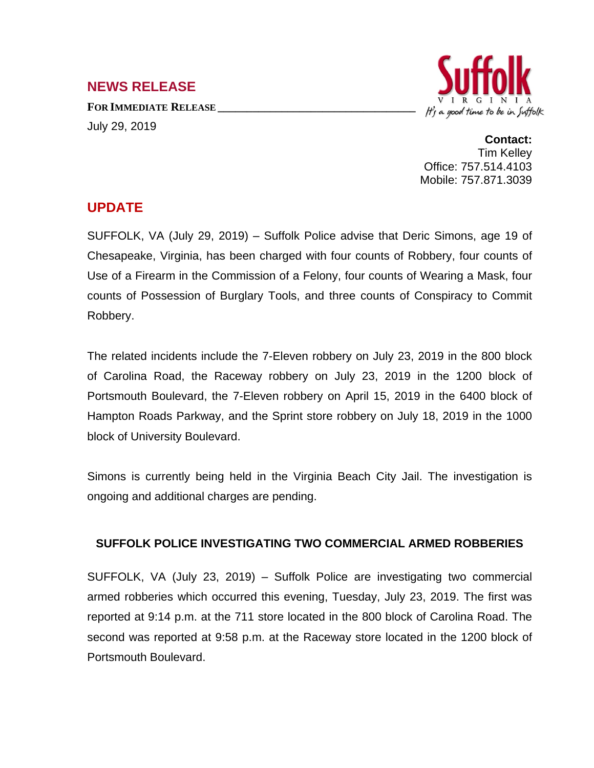## NEWS RELEASE

**FOR IMMEDIATE RELEASE**

July 29, 2019

Suffolk
VIRGINIA
It's a good time to be in Suffolk

**Contact:**
Tim Kelley
Office: 757.514.4103
Mobile: 757.871.3039

## UPDATE

SUFFOLK, VA (July 29, 2019) – Suffolk Police advise that Deric Simons, age 19 of Chesapeake, Virginia, has been charged with four counts of Robbery, four counts of Use of a Firearm in the Commission of a Felony, four counts of Wearing a Mask, four counts of Possession of Burglary Tools, and three counts of Conspiracy to Commit Robbery.

The related incidents include the 7-Eleven robbery on July 23, 2019 in the 800 block of Carolina Road, the Raceway robbery on July 23, 2019 in the 1200 block of Portsmouth Boulevard, the 7-Eleven robbery on April 15, 2019 in the 6400 block of Hampton Roads Parkway, and the Sprint store robbery on July 18, 2019 in the 1000 block of University Boulevard.

Simons is currently being held in the Virginia Beach City Jail. The investigation is ongoing and additional charges are pending.

### SUFFOLK POLICE INVESTIGATING TWO COMMERCIAL ARMED ROBBERIES

SUFFOLK, VA (July 23, 2019) – Suffolk Police are investigating two commercial armed robberies which occurred this evening, Tuesday, July 23, 2019. The first was reported at 9:14 p.m. at the 711 store located in the 800 block of Carolina Road. The second was reported at 9:58 p.m. at the Raceway store located in the 1200 block of Portsmouth Boulevard.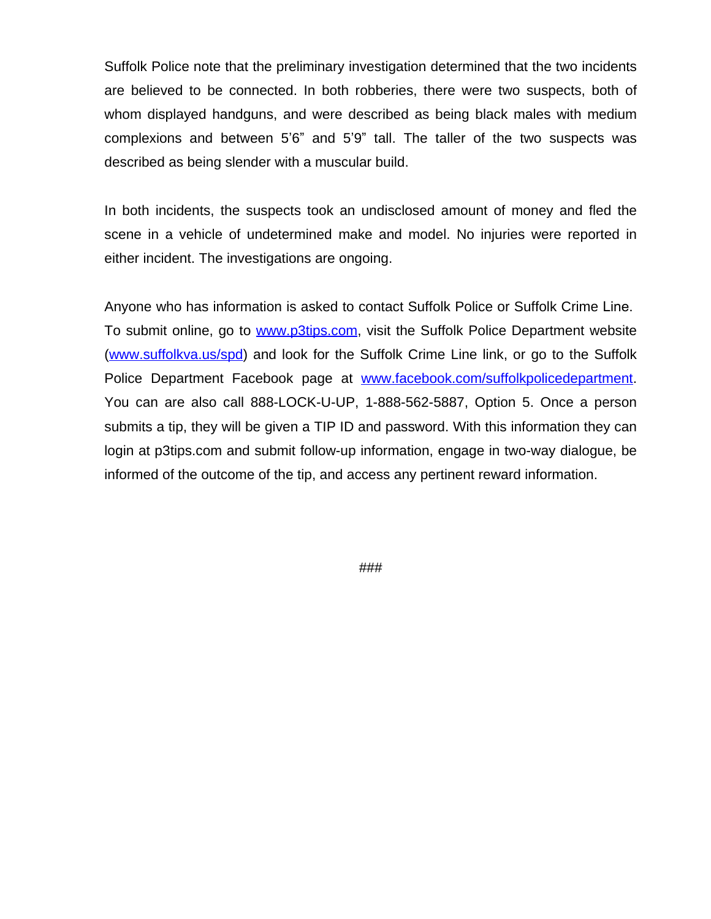Suffolk Police note that the preliminary investigation determined that the two incidents are believed to be connected. In both robberies, there were two suspects, both of whom displayed handguns, and were described as being black males with medium complexions and between 5'6" and 5'9" tall. The taller of the two suspects was described as being slender with a muscular build.

In both incidents, the suspects took an undisclosed amount of money and fled the scene in a vehicle of undetermined make and model. No injuries were reported in either incident. The investigations are ongoing.

Anyone who has information is asked to contact Suffolk Police or Suffolk Crime Line. To submit online, go to www.p3tips.com, visit the Suffolk Police Department website (www.suffolkva.us/spd) and look for the Suffolk Crime Line link, or go to the Suffolk Police Department Facebook page at www.facebook.com/suffolkpolicedepartment. You can are also call 888-LOCK-U-UP, 1-888-562-5887, Option 5. Once a person submits a tip, they will be given a TIP ID and password. With this information they can login at p3tips.com and submit follow-up information, engage in two-way dialogue, be informed of the outcome of the tip, and access any pertinent reward information.

###